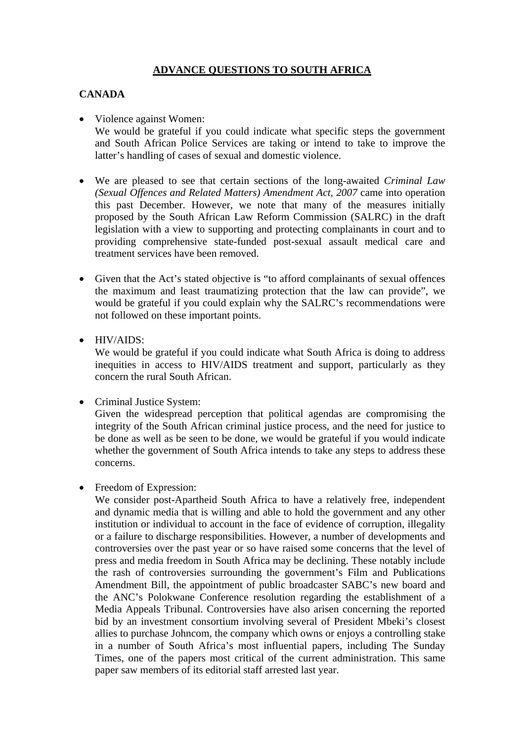# ADVANCE QUESTIONS TO SOUTH AFRICA

## CANADA

- Violence against Women:
  We would be grateful if you could indicate what specific steps the government and South African Police Services are taking or intend to take to improve the latter's handling of cases of sexual and domestic violence.

- We are pleased to see that certain sections of the long-awaited *Criminal Law (Sexual Offences and Related Matters) Amendment Act, 2007* came into operation this past December. However, we note that many of the measures initially proposed by the South African Law Reform Commission (SALRC) in the draft legislation with a view to supporting and protecting complainants in court and to providing comprehensive state-funded post-sexual assault medical care and treatment services have been removed.

- Given that the Act's stated objective is "to afford complainants of sexual offences the maximum and least traumatizing protection that the law can provide", we would be grateful if you could explain why the SALRC's recommendations were not followed on these important points.

- HIV/AIDS:
  We would be grateful if you could indicate what South Africa is doing to address inequities in access to HIV/AIDS treatment and support, particularly as they concern the rural South African.

- Criminal Justice System:
  Given the widespread perception that political agendas are compromising the integrity of the South African criminal justice process, and the need for justice to be done as well as be seen to be done, we would be grateful if you would indicate whether the government of South Africa intends to take any steps to address these concerns.

- Freedom of Expression:
  We consider post-Apartheid South Africa to have a relatively free, independent and dynamic media that is willing and able to hold the government and any other institution or individual to account in the face of evidence of corruption, illegality or a failure to discharge responsibilities. However, a number of developments and controversies over the past year or so have raised some concerns that the level of press and media freedom in South Africa may be declining. These notably include the rash of controversies surrounding the government's Film and Publications Amendment Bill, the appointment of public broadcaster SABC's new board and the ANC's Polokwane Conference resolution regarding the establishment of a Media Appeals Tribunal. Controversies have also arisen concerning the reported bid by an investment consortium involving several of President Mbeki's closest allies to purchase Johncom, the company which owns or enjoys a controlling stake in a number of South Africa's most influential papers, including The Sunday Times, one of the papers most critical of the current administration. This same paper saw members of its editorial staff arrested last year.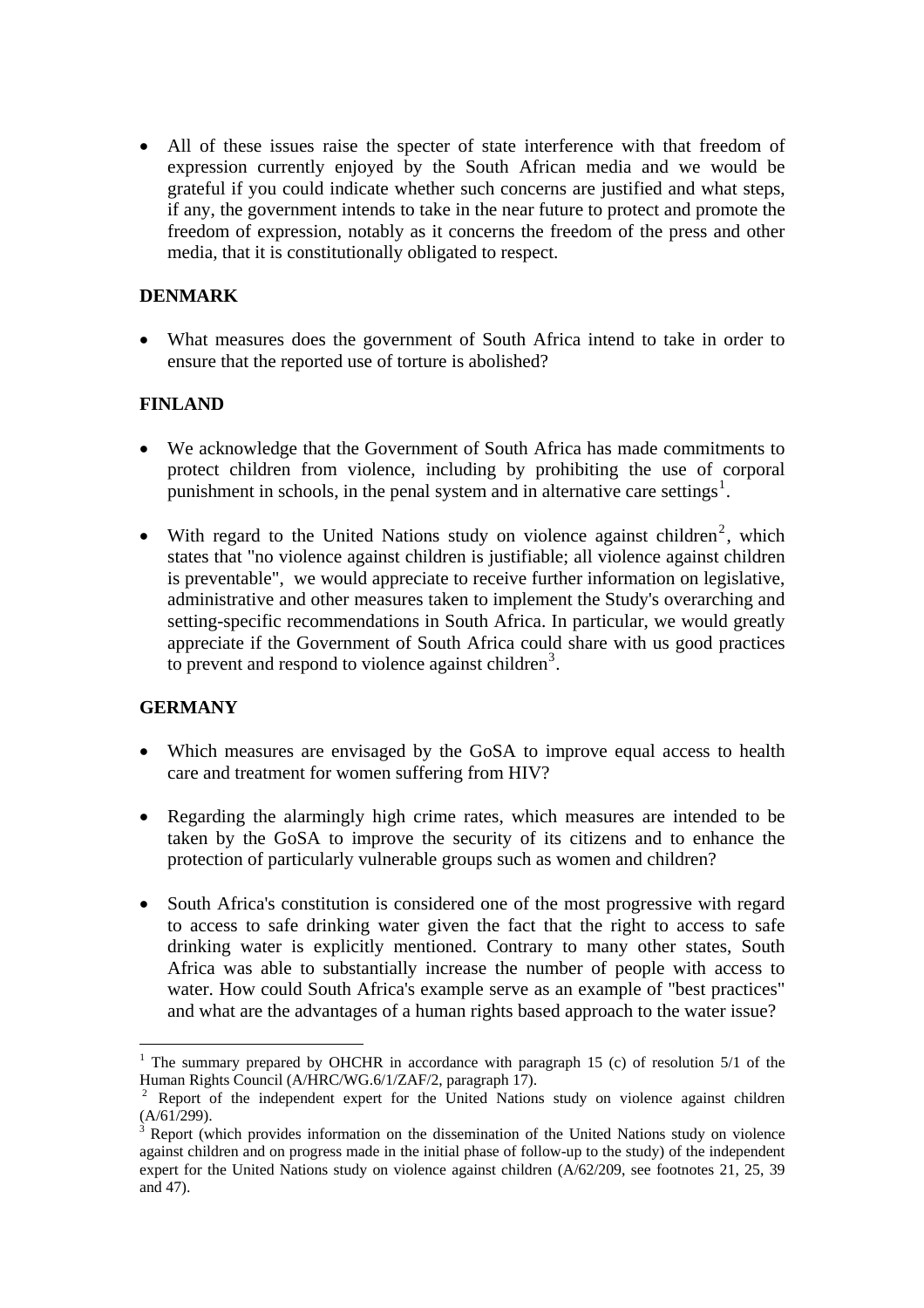- All of these issues raise the specter of state interference with that freedom of expression currently enjoyed by the South African media and we would be grateful if you could indicate whether such concerns are justified and what steps, if any, the government intends to take in the near future to protect and promote the freedom of expression, notably as it concerns the freedom of the press and other media, that it is constitutionally obligated to respect.

**DENMARK**

- What measures does the government of South Africa intend to take in order to ensure that the reported use of torture is abolished?

**FINLAND**

- We acknowledge that the Government of South Africa has made commitments to protect children from violence, including by prohibiting the use of corporal punishment in schools, in the penal system and in alternative care settings[1].

- With regard to the United Nations study on violence against children[2], which states that "no violence against children is justifiable; all violence against children is preventable", we would appreciate to receive further information on legislative, administrative and other measures taken to implement the Study's overarching and setting-specific recommendations in South Africa. In particular, we would greatly appreciate if the Government of South Africa could share with us good practices to prevent and respond to violence against children[3].

**GERMANY**

- Which measures are envisaged by the GoSA to improve equal access to health care and treatment for women suffering from HIV?

- Regarding the alarmingly high crime rates, which measures are intended to be taken by the GoSA to improve the security of its citizens and to enhance the protection of particularly vulnerable groups such as women and children?

- South Africa's constitution is considered one of the most progressive with regard to access to safe drinking water given the fact that the right to access to safe drinking water is explicitly mentioned. Contrary to many other states, South Africa was able to substantially increase the number of people with access to water. How could South Africa's example serve as an example of "best practices" and what are the advantages of a human rights based approach to the water issue?

---

[1] The summary prepared by OHCHR in accordance with paragraph 15 (c) of resolution 5/1 of the Human Rights Council (A/HRC/WG.6/1/ZAF/2, paragraph 17).

[2] Report of the independent expert for the United Nations study on violence against children (A/61/299).

[3] Report (which provides information on the dissemination of the United Nations study on violence against children and on progress made in the initial phase of follow-up to the study) of the independent expert for the United Nations study on violence against children (A/62/209, see footnotes 21, 25, 39 and 47).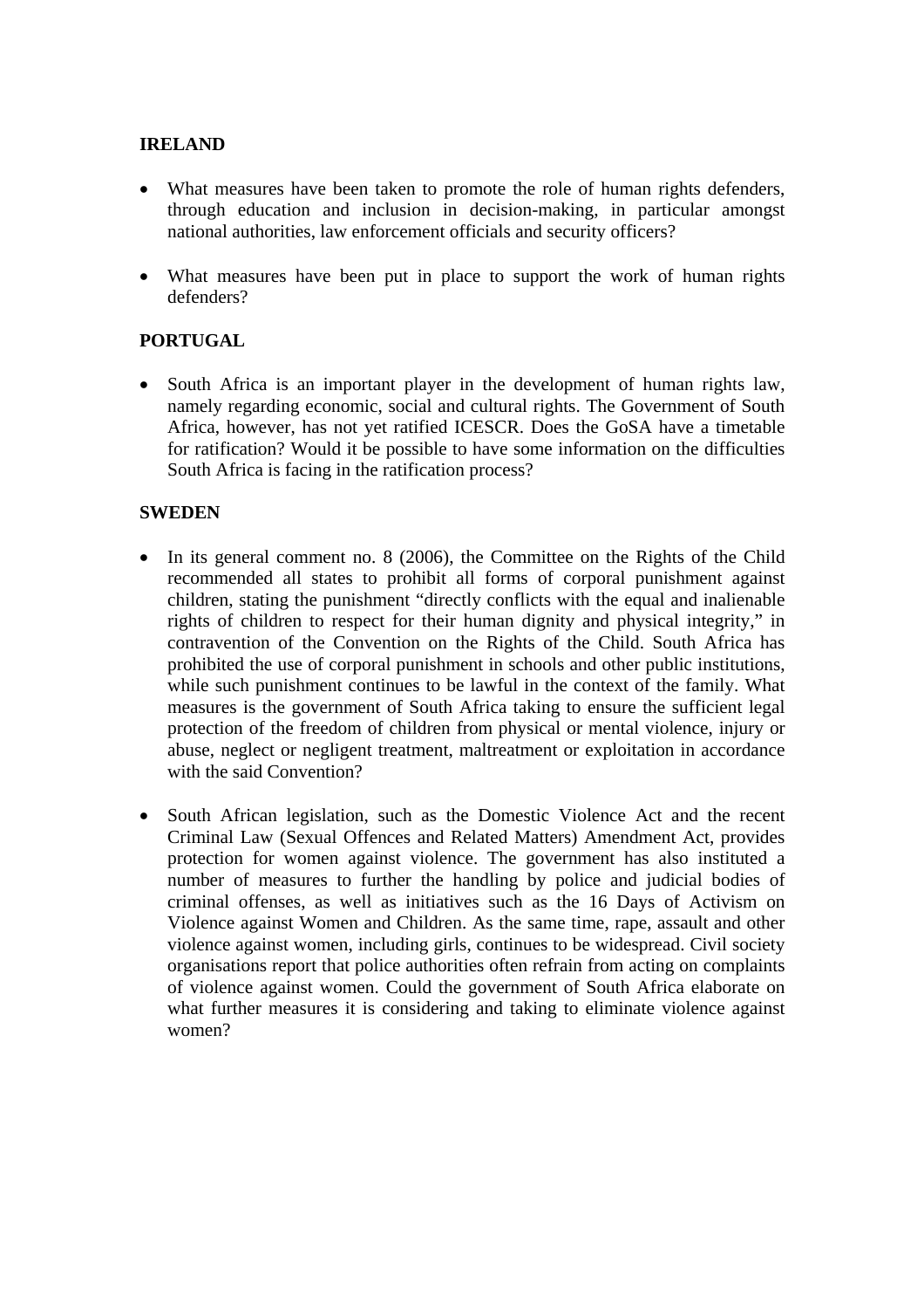**IRELAND**

- What measures have been taken to promote the role of human rights defenders, through education and inclusion in decision-making, in particular amongst national authorities, law enforcement officials and security officers?

- What measures have been put in place to support the work of human rights defenders?

**PORTUGAL**

- South Africa is an important player in the development of human rights law, namely regarding economic, social and cultural rights. The Government of South Africa, however, has not yet ratified ICESCR. Does the GoSA have a timetable for ratification? Would it be possible to have some information on the difficulties South Africa is facing in the ratification process?

**SWEDEN**

- In its general comment no. 8 (2006), the Committee on the Rights of the Child recommended all states to prohibit all forms of corporal punishment against children, stating the punishment "directly conflicts with the equal and inalienable rights of children to respect for their human dignity and physical integrity," in contravention of the Convention on the Rights of the Child. South Africa has prohibited the use of corporal punishment in schools and other public institutions, while such punishment continues to be lawful in the context of the family. What measures is the government of South Africa taking to ensure the sufficient legal protection of the freedom of children from physical or mental violence, injury or abuse, neglect or negligent treatment, maltreatment or exploitation in accordance with the said Convention?

- South African legislation, such as the Domestic Violence Act and the recent Criminal Law (Sexual Offences and Related Matters) Amendment Act, provides protection for women against violence. The government has also instituted a number of measures to further the handling by police and judicial bodies of criminal offenses, as well as initiatives such as the 16 Days of Activism on Violence against Women and Children. As the same time, rape, assault and other violence against women, including girls, continues to be widespread. Civil society organisations report that police authorities often refrain from acting on complaints of violence against women. Could the government of South Africa elaborate on what further measures it is considering and taking to eliminate violence against women?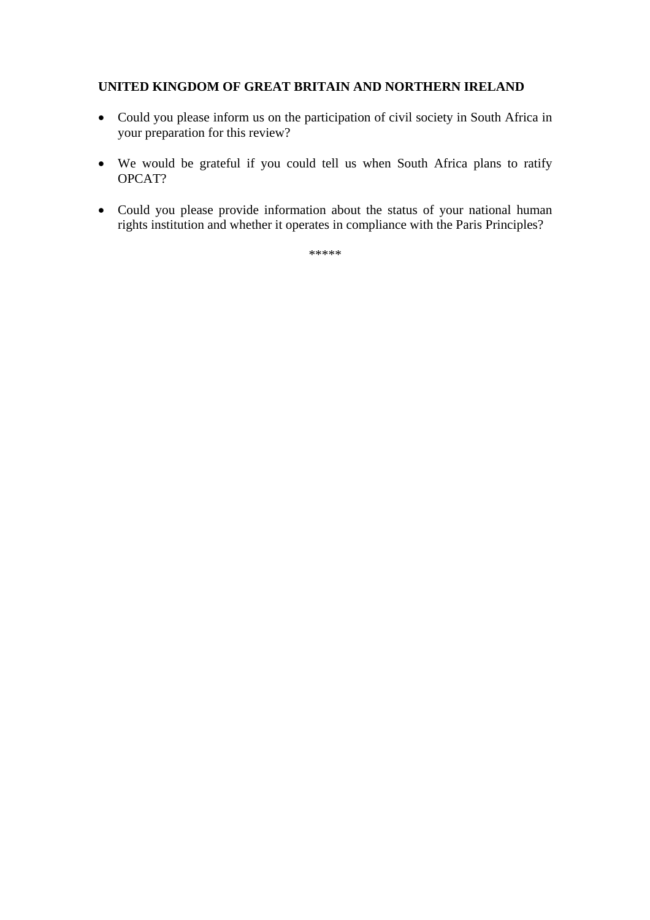**UNITED KINGDOM OF GREAT BRITAIN AND NORTHERN IRELAND**

- Could you please inform us on the participation of civil society in South Africa in your preparation for this review?
- We would be grateful if you could tell us when South Africa plans to ratify OPCAT?
- Could you please provide information about the status of your national human rights institution and whether it operates in compliance with the Paris Principles?

*****